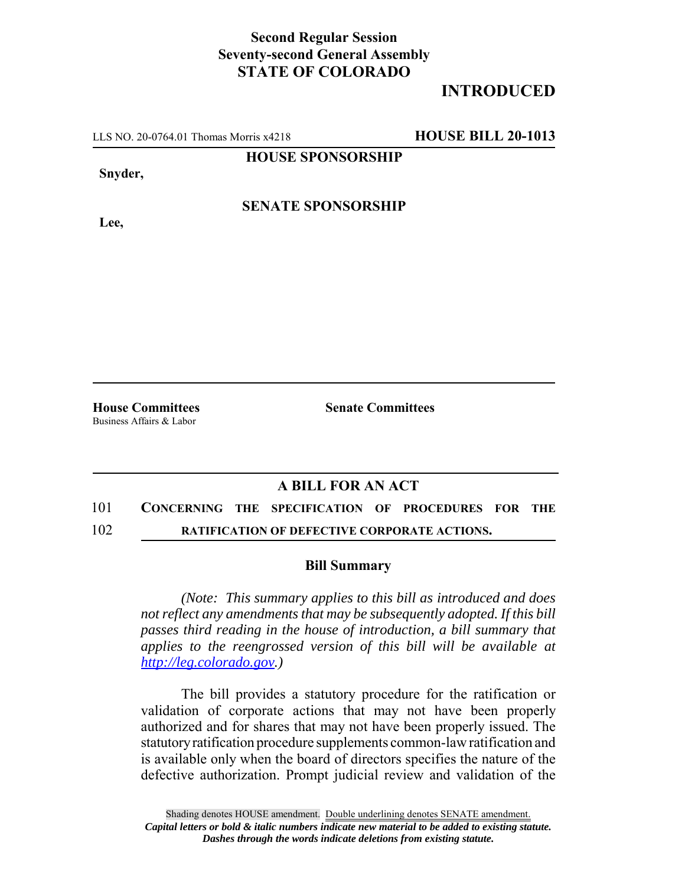**Second Regular Session**
**Seventy-second General Assembly**
**STATE OF COLORADO**

# INTRODUCED

LLS NO. 20-0764.01 Thomas Morris x4218 **HOUSE BILL 20-1013**

**HOUSE SPONSORSHIP**

**Snyder,**

**SENATE SPONSORSHIP**

**Lee,**

**House Committees**
Business Affairs & Labor

**Senate Committees**

## A BILL FOR AN ACT

101 **CONCERNING THE SPECIFICATION OF PROCEDURES FOR THE**
102 **RATIFICATION OF DEFECTIVE CORPORATE ACTIONS.**

### Bill Summary

*(Note: This summary applies to this bill as introduced and does not reflect any amendments that may be subsequently adopted. If this bill passes third reading in the house of introduction, a bill summary that applies to the reengrossed version of this bill will be available at http://leg.colorado.gov.)*

The bill provides a statutory procedure for the ratification or validation of corporate actions that may not have been properly authorized and for shares that may not have been properly issued. The statutory ratification procedure supplements common-law ratification and is available only when the board of directors specifies the nature of the defective authorization. Prompt judicial review and validation of the

Shading denotes HOUSE amendment. Double underlining denotes SENATE amendment.
*Capital letters or bold & italic numbers indicate new material to be added to existing statute.*
*Dashes through the words indicate deletions from existing statute.*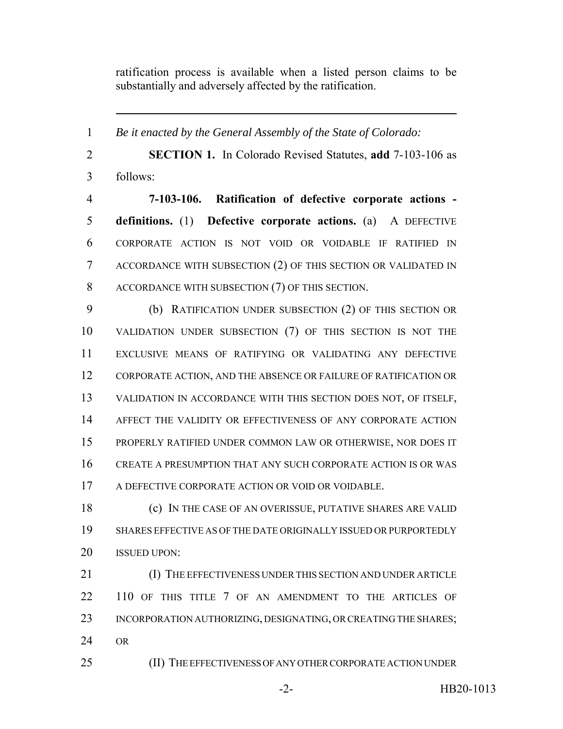ratification process is available when a listed person claims to be substantially and adversely affected by the ratification.

---

*Be it enacted by the General Assembly of the State of Colorado:*

**SECTION 1.** In Colorado Revised Statutes, **add** 7-103-106 as follows:

**7-103-106. Ratification of defective corporate actions - definitions.** (1) **Defective corporate actions.** (a) A DEFECTIVE CORPORATE ACTION IS NOT VOID OR VOIDABLE IF RATIFIED IN ACCORDANCE WITH SUBSECTION (2) OF THIS SECTION OR VALIDATED IN ACCORDANCE WITH SUBSECTION (7) OF THIS SECTION.

(b) RATIFICATION UNDER SUBSECTION (2) OF THIS SECTION OR VALIDATION UNDER SUBSECTION (7) OF THIS SECTION IS NOT THE EXCLUSIVE MEANS OF RATIFYING OR VALIDATING ANY DEFECTIVE CORPORATE ACTION, AND THE ABSENCE OR FAILURE OF RATIFICATION OR VALIDATION IN ACCORDANCE WITH THIS SECTION DOES NOT, OF ITSELF, AFFECT THE VALIDITY OR EFFECTIVENESS OF ANY CORPORATE ACTION PROPERLY RATIFIED UNDER COMMON LAW OR OTHERWISE, NOR DOES IT CREATE A PRESUMPTION THAT ANY SUCH CORPORATE ACTION IS OR WAS A DEFECTIVE CORPORATE ACTION OR VOID OR VOIDABLE.

(c) IN THE CASE OF AN OVERISSUE, PUTATIVE SHARES ARE VALID SHARES EFFECTIVE AS OF THE DATE ORIGINALLY ISSUED OR PURPORTEDLY ISSUED UPON:

(I) THE EFFECTIVENESS UNDER THIS SECTION AND UNDER ARTICLE 110 OF THIS TITLE 7 OF AN AMENDMENT TO THE ARTICLES OF INCORPORATION AUTHORIZING, DESIGNATING, OR CREATING THE SHARES; OR

(II) THE EFFECTIVENESS OF ANY OTHER CORPORATE ACTION UNDER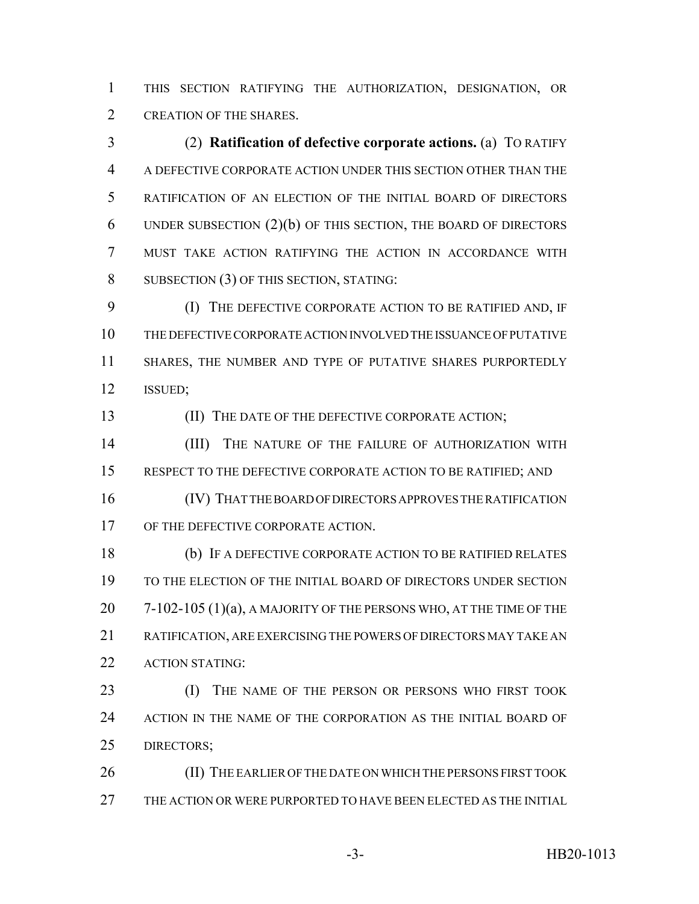THIS SECTION RATIFYING THE AUTHORIZATION, DESIGNATION, OR CREATION OF THE SHARES.

(2) **Ratification of defective corporate actions.** (a) TO RATIFY A DEFECTIVE CORPORATE ACTION UNDER THIS SECTION OTHER THAN THE RATIFICATION OF AN ELECTION OF THE INITIAL BOARD OF DIRECTORS UNDER SUBSECTION (2)(b) OF THIS SECTION, THE BOARD OF DIRECTORS MUST TAKE ACTION RATIFYING THE ACTION IN ACCORDANCE WITH SUBSECTION (3) OF THIS SECTION, STATING:

(I) THE DEFECTIVE CORPORATE ACTION TO BE RATIFIED AND, IF THE DEFECTIVE CORPORATE ACTION INVOLVED THE ISSUANCE OF PUTATIVE SHARES, THE NUMBER AND TYPE OF PUTATIVE SHARES PURPORTEDLY ISSUED;

(II) THE DATE OF THE DEFECTIVE CORPORATE ACTION;

(III) THE NATURE OF THE FAILURE OF AUTHORIZATION WITH RESPECT TO THE DEFECTIVE CORPORATE ACTION TO BE RATIFIED; AND

(IV) THAT THE BOARD OF DIRECTORS APPROVES THE RATIFICATION OF THE DEFECTIVE CORPORATE ACTION.

(b) IF A DEFECTIVE CORPORATE ACTION TO BE RATIFIED RELATES TO THE ELECTION OF THE INITIAL BOARD OF DIRECTORS UNDER SECTION 7-102-105 (1)(a), A MAJORITY OF THE PERSONS WHO, AT THE TIME OF THE RATIFICATION, ARE EXERCISING THE POWERS OF DIRECTORS MAY TAKE AN ACTION STATING:

(I) THE NAME OF THE PERSON OR PERSONS WHO FIRST TOOK ACTION IN THE NAME OF THE CORPORATION AS THE INITIAL BOARD OF DIRECTORS;

(II) THE EARLIER OF THE DATE ON WHICH THE PERSONS FIRST TOOK THE ACTION OR WERE PURPORTED TO HAVE BEEN ELECTED AS THE INITIAL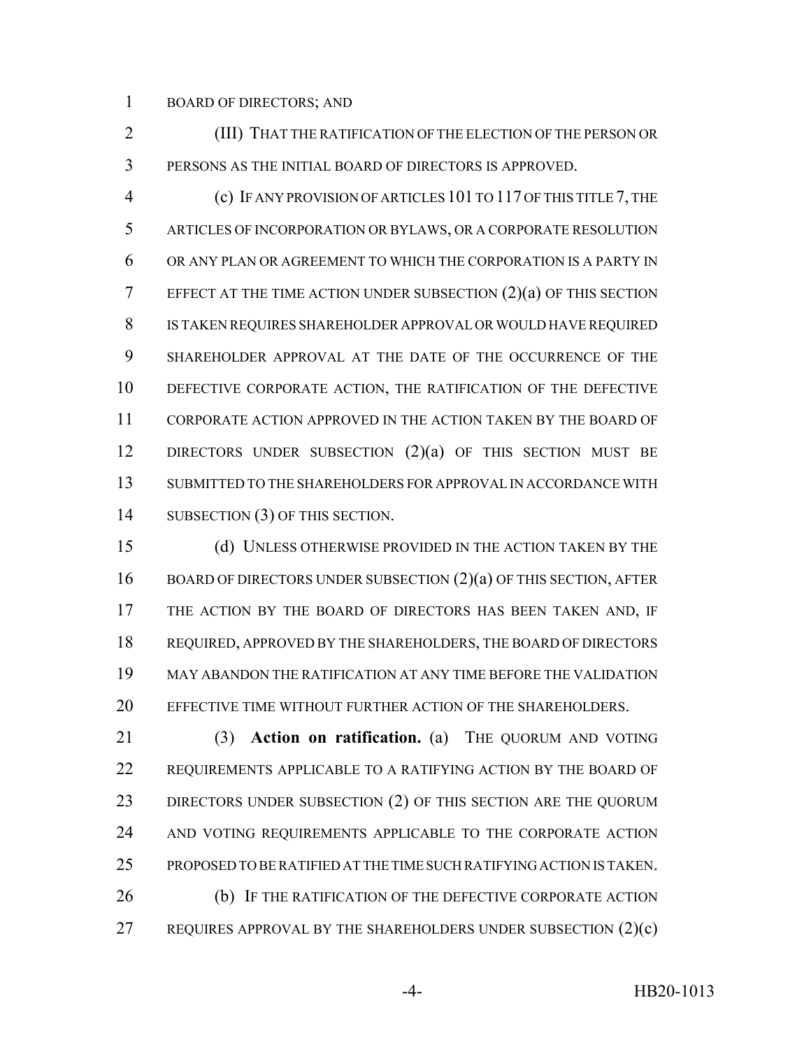BOARD OF DIRECTORS; AND

(III) THAT THE RATIFICATION OF THE ELECTION OF THE PERSON OR PERSONS AS THE INITIAL BOARD OF DIRECTORS IS APPROVED.

(c) IF ANY PROVISION OF ARTICLES 101 TO 117 OF THIS TITLE 7, THE ARTICLES OF INCORPORATION OR BYLAWS, OR A CORPORATE RESOLUTION OR ANY PLAN OR AGREEMENT TO WHICH THE CORPORATION IS A PARTY IN EFFECT AT THE TIME ACTION UNDER SUBSECTION (2)(a) OF THIS SECTION IS TAKEN REQUIRES SHAREHOLDER APPROVAL OR WOULD HAVE REQUIRED SHAREHOLDER APPROVAL AT THE DATE OF THE OCCURRENCE OF THE DEFECTIVE CORPORATE ACTION, THE RATIFICATION OF THE DEFECTIVE CORPORATE ACTION APPROVED IN THE ACTION TAKEN BY THE BOARD OF DIRECTORS UNDER SUBSECTION (2)(a) OF THIS SECTION MUST BE SUBMITTED TO THE SHAREHOLDERS FOR APPROVAL IN ACCORDANCE WITH SUBSECTION (3) OF THIS SECTION.

(d) UNLESS OTHERWISE PROVIDED IN THE ACTION TAKEN BY THE BOARD OF DIRECTORS UNDER SUBSECTION (2)(a) OF THIS SECTION, AFTER THE ACTION BY THE BOARD OF DIRECTORS HAS BEEN TAKEN AND, IF REQUIRED, APPROVED BY THE SHAREHOLDERS, THE BOARD OF DIRECTORS MAY ABANDON THE RATIFICATION AT ANY TIME BEFORE THE VALIDATION EFFECTIVE TIME WITHOUT FURTHER ACTION OF THE SHAREHOLDERS.

(3) **Action on ratification.** (a) THE QUORUM AND VOTING REQUIREMENTS APPLICABLE TO A RATIFYING ACTION BY THE BOARD OF DIRECTORS UNDER SUBSECTION (2) OF THIS SECTION ARE THE QUORUM AND VOTING REQUIREMENTS APPLICABLE TO THE CORPORATE ACTION PROPOSED TO BE RATIFIED AT THE TIME SUCH RATIFYING ACTION IS TAKEN.

(b) IF THE RATIFICATION OF THE DEFECTIVE CORPORATE ACTION REQUIRES APPROVAL BY THE SHAREHOLDERS UNDER SUBSECTION (2)(c)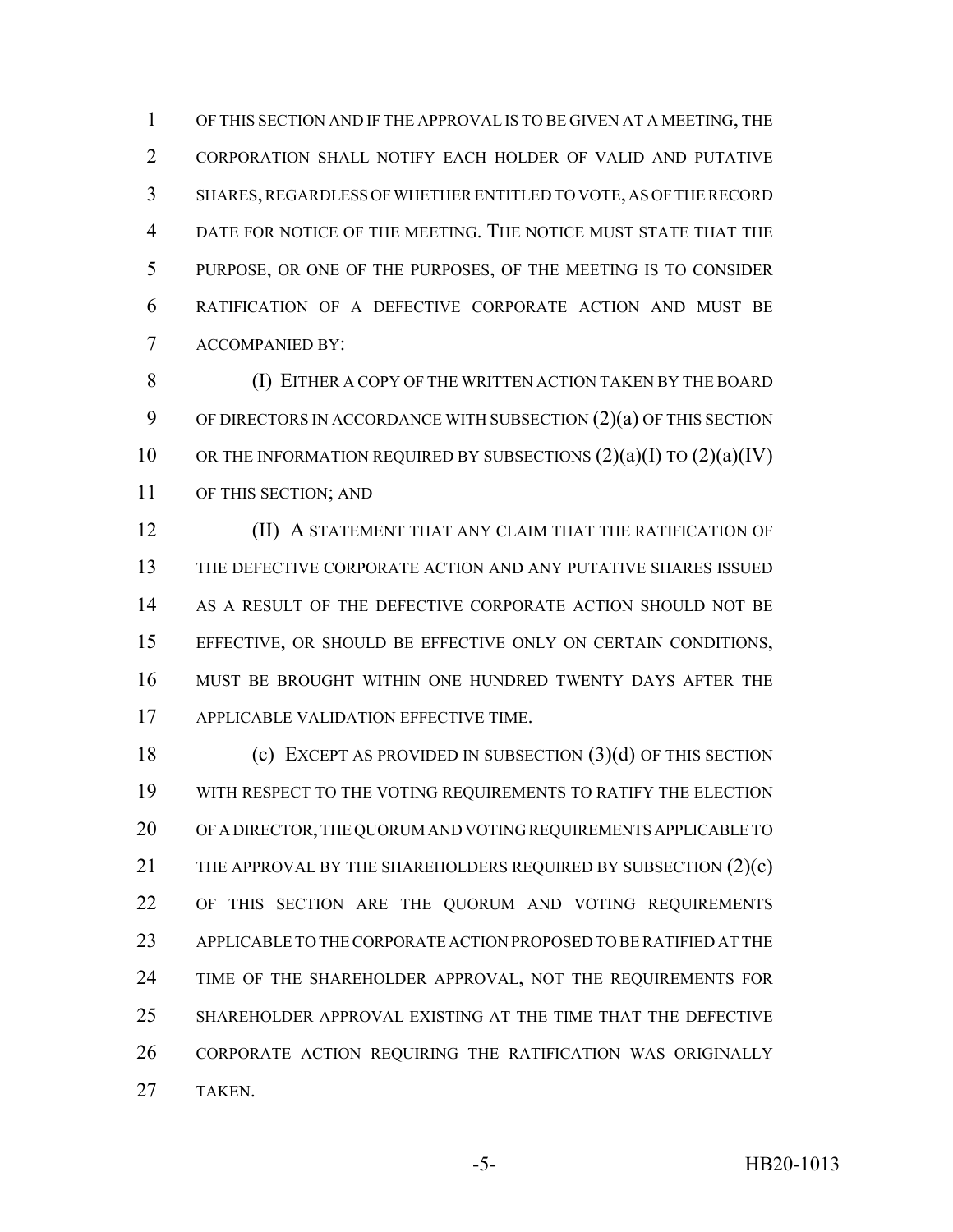OF THIS SECTION AND IF THE APPROVAL IS TO BE GIVEN AT A MEETING, THE CORPORATION SHALL NOTIFY EACH HOLDER OF VALID AND PUTATIVE SHARES, REGARDLESS OF WHETHER ENTITLED TO VOTE, AS OF THE RECORD DATE FOR NOTICE OF THE MEETING. THE NOTICE MUST STATE THAT THE PURPOSE, OR ONE OF THE PURPOSES, OF THE MEETING IS TO CONSIDER RATIFICATION OF A DEFECTIVE CORPORATE ACTION AND MUST BE ACCOMPANIED BY:

(I) EITHER A COPY OF THE WRITTEN ACTION TAKEN BY THE BOARD OF DIRECTORS IN ACCORDANCE WITH SUBSECTION (2)(a) OF THIS SECTION OR THE INFORMATION REQUIRED BY SUBSECTIONS (2)(a)(I) TO (2)(a)(IV) OF THIS SECTION; AND

(II) A STATEMENT THAT ANY CLAIM THAT THE RATIFICATION OF THE DEFECTIVE CORPORATE ACTION AND ANY PUTATIVE SHARES ISSUED AS A RESULT OF THE DEFECTIVE CORPORATE ACTION SHOULD NOT BE EFFECTIVE, OR SHOULD BE EFFECTIVE ONLY ON CERTAIN CONDITIONS, MUST BE BROUGHT WITHIN ONE HUNDRED TWENTY DAYS AFTER THE APPLICABLE VALIDATION EFFECTIVE TIME.

(c) EXCEPT AS PROVIDED IN SUBSECTION (3)(d) OF THIS SECTION WITH RESPECT TO THE VOTING REQUIREMENTS TO RATIFY THE ELECTION OF A DIRECTOR, THE QUORUM AND VOTING REQUIREMENTS APPLICABLE TO THE APPROVAL BY THE SHAREHOLDERS REQUIRED BY SUBSECTION (2)(c) OF THIS SECTION ARE THE QUORUM AND VOTING REQUIREMENTS APPLICABLE TO THE CORPORATE ACTION PROPOSED TO BE RATIFIED AT THE TIME OF THE SHAREHOLDER APPROVAL, NOT THE REQUIREMENTS FOR SHAREHOLDER APPROVAL EXISTING AT THE TIME THAT THE DEFECTIVE CORPORATE ACTION REQUIRING THE RATIFICATION WAS ORIGINALLY TAKEN.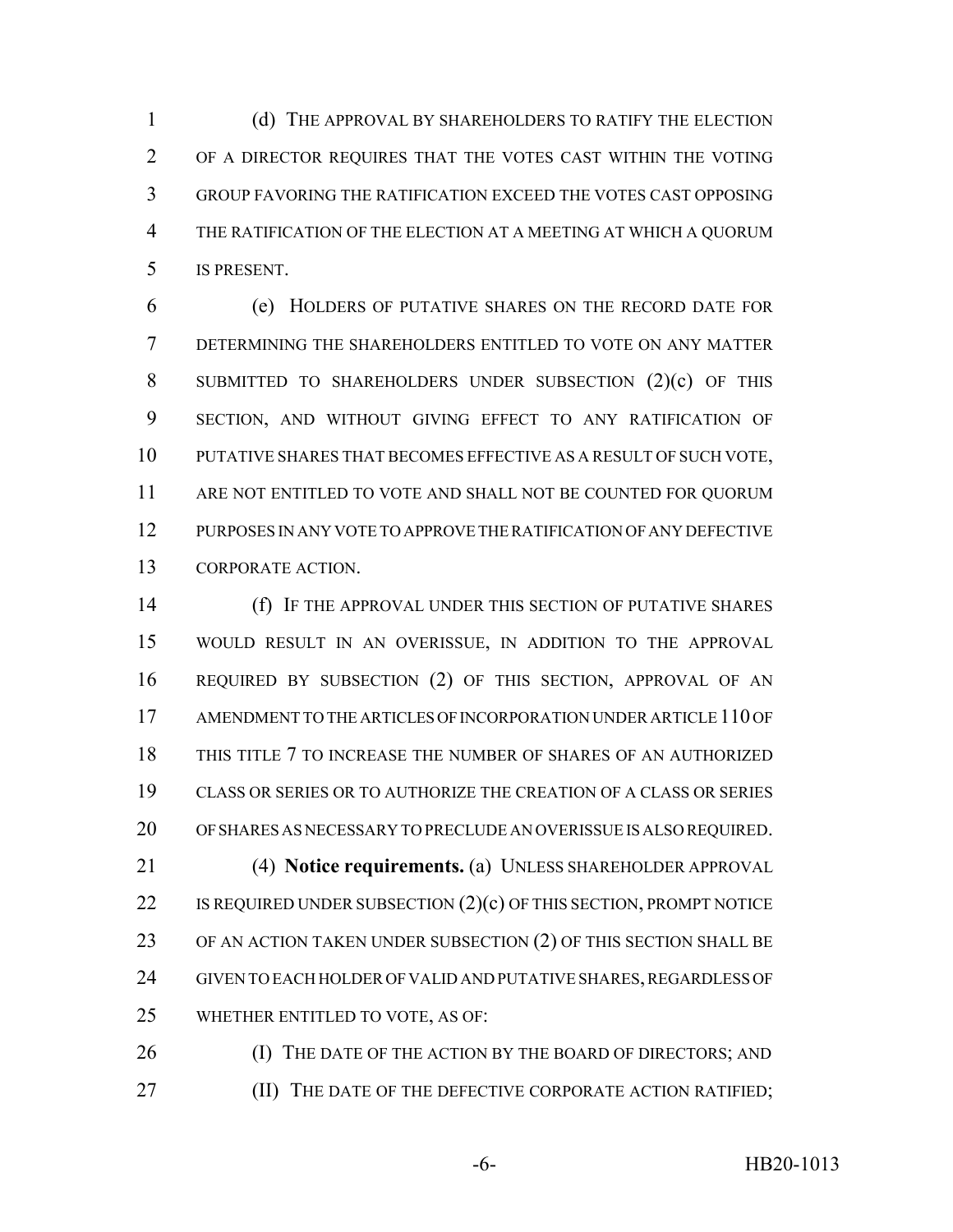(d) THE APPROVAL BY SHAREHOLDERS TO RATIFY THE ELECTION OF A DIRECTOR REQUIRES THAT THE VOTES CAST WITHIN THE VOTING GROUP FAVORING THE RATIFICATION EXCEED THE VOTES CAST OPPOSING THE RATIFICATION OF THE ELECTION AT A MEETING AT WHICH A QUORUM IS PRESENT.

(e) HOLDERS OF PUTATIVE SHARES ON THE RECORD DATE FOR DETERMINING THE SHAREHOLDERS ENTITLED TO VOTE ON ANY MATTER SUBMITTED TO SHAREHOLDERS UNDER SUBSECTION (2)(c) OF THIS SECTION, AND WITHOUT GIVING EFFECT TO ANY RATIFICATION OF PUTATIVE SHARES THAT BECOMES EFFECTIVE AS A RESULT OF SUCH VOTE, ARE NOT ENTITLED TO VOTE AND SHALL NOT BE COUNTED FOR QUORUM PURPOSES IN ANY VOTE TO APPROVE THE RATIFICATION OF ANY DEFECTIVE CORPORATE ACTION.

(f) IF THE APPROVAL UNDER THIS SECTION OF PUTATIVE SHARES WOULD RESULT IN AN OVERISSUE, IN ADDITION TO THE APPROVAL REQUIRED BY SUBSECTION (2) OF THIS SECTION, APPROVAL OF AN AMENDMENT TO THE ARTICLES OF INCORPORATION UNDER ARTICLE 110 OF THIS TITLE 7 TO INCREASE THE NUMBER OF SHARES OF AN AUTHORIZED CLASS OR SERIES OR TO AUTHORIZE THE CREATION OF A CLASS OR SERIES OF SHARES AS NECESSARY TO PRECLUDE AN OVERISSUE IS ALSO REQUIRED.

(4) **Notice requirements.** (a) UNLESS SHAREHOLDER APPROVAL IS REQUIRED UNDER SUBSECTION (2)(c) OF THIS SECTION, PROMPT NOTICE OF AN ACTION TAKEN UNDER SUBSECTION (2) OF THIS SECTION SHALL BE GIVEN TO EACH HOLDER OF VALID AND PUTATIVE SHARES, REGARDLESS OF WHETHER ENTITLED TO VOTE, AS OF:

(I) THE DATE OF THE ACTION BY THE BOARD OF DIRECTORS; AND

(II) THE DATE OF THE DEFECTIVE CORPORATE ACTION RATIFIED;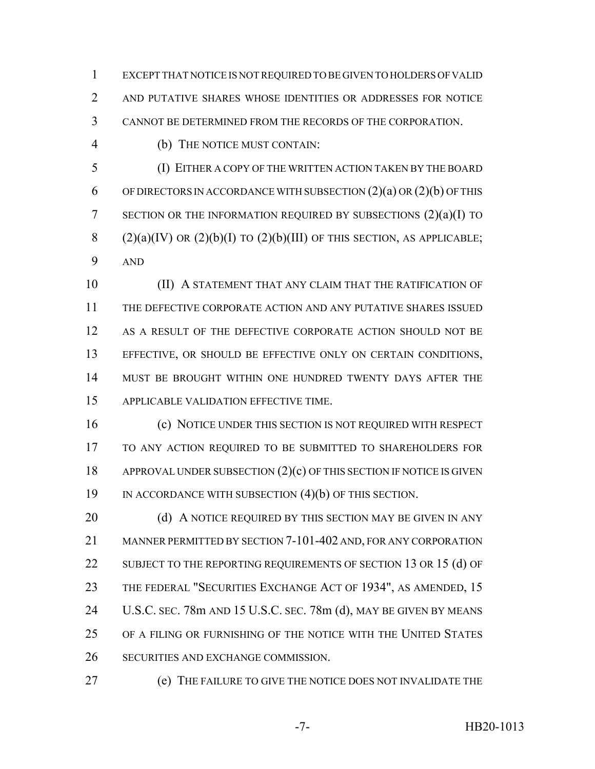EXCEPT THAT NOTICE IS NOT REQUIRED TO BE GIVEN TO HOLDERS OF VALID AND PUTATIVE SHARES WHOSE IDENTITIES OR ADDRESSES FOR NOTICE CANNOT BE DETERMINED FROM THE RECORDS OF THE CORPORATION.

(b) THE NOTICE MUST CONTAIN:

(I) EITHER A COPY OF THE WRITTEN ACTION TAKEN BY THE BOARD OF DIRECTORS IN ACCORDANCE WITH SUBSECTION (2)(a) OR (2)(b) OF THIS SECTION OR THE INFORMATION REQUIRED BY SUBSECTIONS (2)(a)(I) TO (2)(a)(IV) OR (2)(b)(I) TO (2)(b)(III) OF THIS SECTION, AS APPLICABLE; AND

(II) A STATEMENT THAT ANY CLAIM THAT THE RATIFICATION OF THE DEFECTIVE CORPORATE ACTION AND ANY PUTATIVE SHARES ISSUED AS A RESULT OF THE DEFECTIVE CORPORATE ACTION SHOULD NOT BE EFFECTIVE, OR SHOULD BE EFFECTIVE ONLY ON CERTAIN CONDITIONS, MUST BE BROUGHT WITHIN ONE HUNDRED TWENTY DAYS AFTER THE APPLICABLE VALIDATION EFFECTIVE TIME.

(c) NOTICE UNDER THIS SECTION IS NOT REQUIRED WITH RESPECT TO ANY ACTION REQUIRED TO BE SUBMITTED TO SHAREHOLDERS FOR APPROVAL UNDER SUBSECTION (2)(c) OF THIS SECTION IF NOTICE IS GIVEN IN ACCORDANCE WITH SUBSECTION (4)(b) OF THIS SECTION.

(d) A NOTICE REQUIRED BY THIS SECTION MAY BE GIVEN IN ANY MANNER PERMITTED BY SECTION 7-101-402 AND, FOR ANY CORPORATION SUBJECT TO THE REPORTING REQUIREMENTS OF SECTION 13 OR 15 (d) OF THE FEDERAL "SECURITIES EXCHANGE ACT OF 1934", AS AMENDED, 15 U.S.C. SEC. 78m AND 15 U.S.C. SEC. 78m (d), MAY BE GIVEN BY MEANS OF A FILING OR FURNISHING OF THE NOTICE WITH THE UNITED STATES SECURITIES AND EXCHANGE COMMISSION.

(e) THE FAILURE TO GIVE THE NOTICE DOES NOT INVALIDATE THE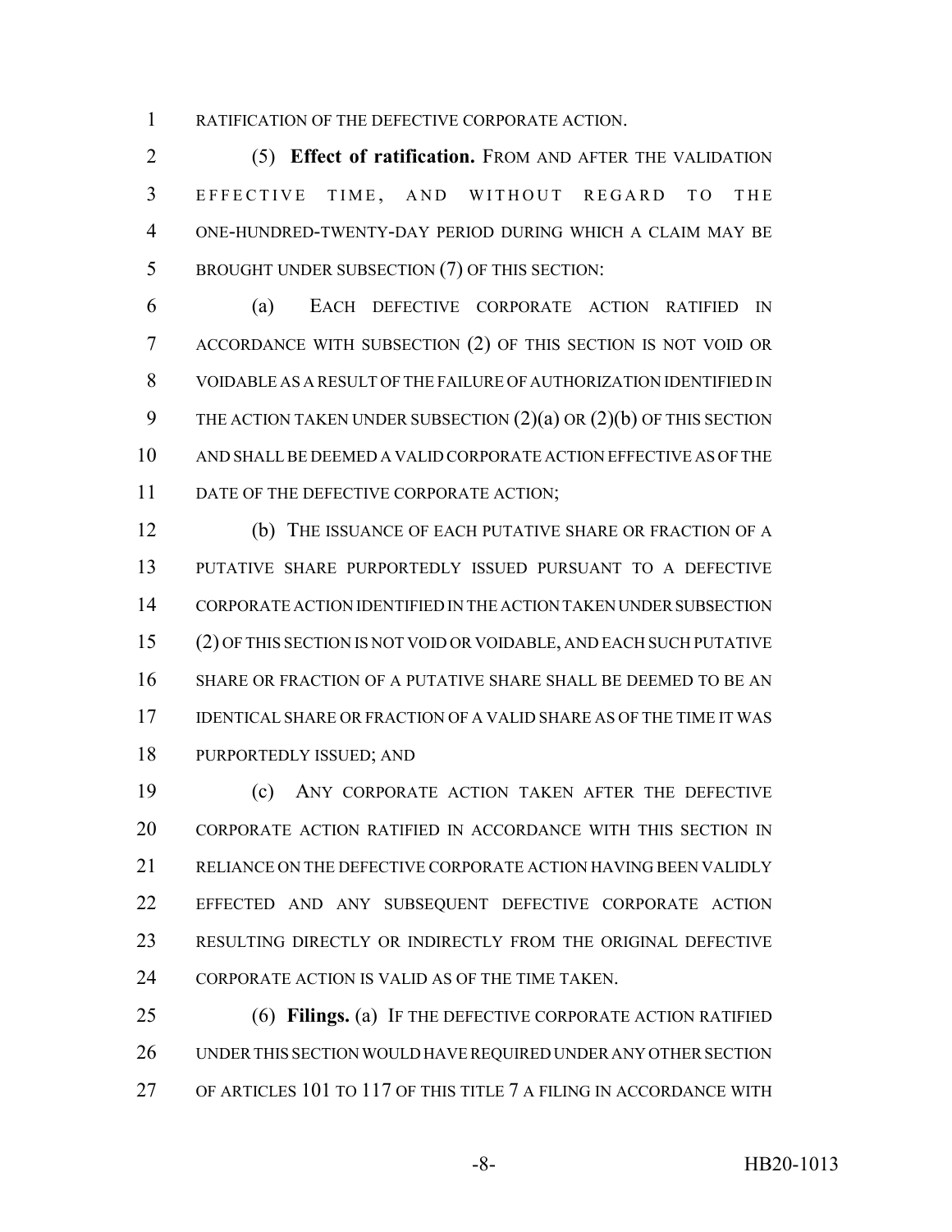RATIFICATION OF THE DEFECTIVE CORPORATE ACTION.

(5) **Effect of ratification.** FROM AND AFTER THE VALIDATION EFFECTIVE TIME, AND WITHOUT REGARD TO THE ONE-HUNDRED-TWENTY-DAY PERIOD DURING WHICH A CLAIM MAY BE BROUGHT UNDER SUBSECTION (7) OF THIS SECTION:

(a) EACH DEFECTIVE CORPORATE ACTION RATIFIED IN ACCORDANCE WITH SUBSECTION (2) OF THIS SECTION IS NOT VOID OR VOIDABLE AS A RESULT OF THE FAILURE OF AUTHORIZATION IDENTIFIED IN THE ACTION TAKEN UNDER SUBSECTION (2)(a) OR (2)(b) OF THIS SECTION AND SHALL BE DEEMED A VALID CORPORATE ACTION EFFECTIVE AS OF THE DATE OF THE DEFECTIVE CORPORATE ACTION;

(b) THE ISSUANCE OF EACH PUTATIVE SHARE OR FRACTION OF A PUTATIVE SHARE PURPORTEDLY ISSUED PURSUANT TO A DEFECTIVE CORPORATE ACTION IDENTIFIED IN THE ACTION TAKEN UNDER SUBSECTION (2) OF THIS SECTION IS NOT VOID OR VOIDABLE, AND EACH SUCH PUTATIVE SHARE OR FRACTION OF A PUTATIVE SHARE SHALL BE DEEMED TO BE AN IDENTICAL SHARE OR FRACTION OF A VALID SHARE AS OF THE TIME IT WAS PURPORTEDLY ISSUED; AND

(c) ANY CORPORATE ACTION TAKEN AFTER THE DEFECTIVE CORPORATE ACTION RATIFIED IN ACCORDANCE WITH THIS SECTION IN RELIANCE ON THE DEFECTIVE CORPORATE ACTION HAVING BEEN VALIDLY EFFECTED AND ANY SUBSEQUENT DEFECTIVE CORPORATE ACTION RESULTING DIRECTLY OR INDIRECTLY FROM THE ORIGINAL DEFECTIVE CORPORATE ACTION IS VALID AS OF THE TIME TAKEN.

(6) **Filings.** (a) IF THE DEFECTIVE CORPORATE ACTION RATIFIED UNDER THIS SECTION WOULD HAVE REQUIRED UNDER ANY OTHER SECTION OF ARTICLES 101 TO 117 OF THIS TITLE 7 A FILING IN ACCORDANCE WITH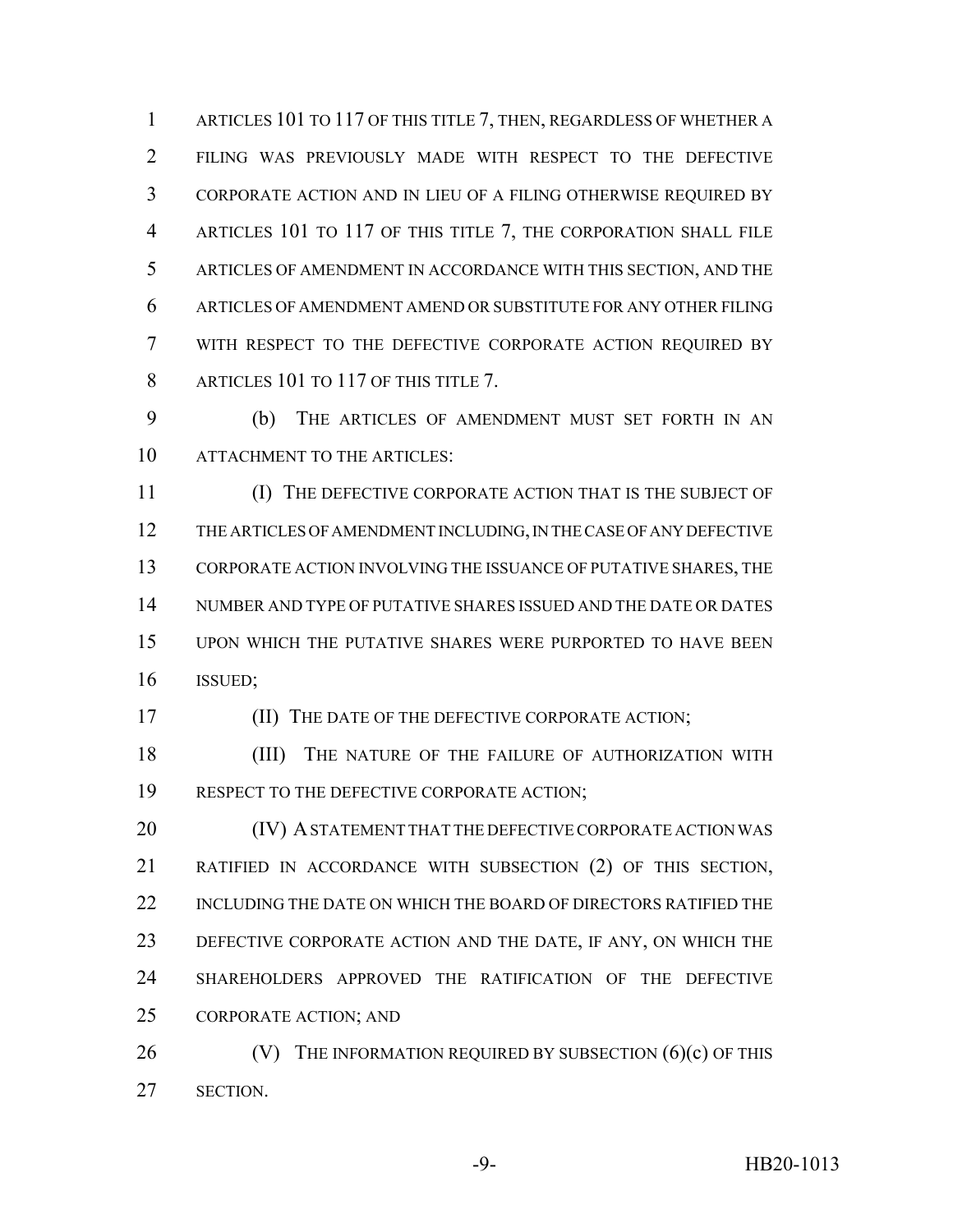ARTICLES 101 TO 117 OF THIS TITLE 7, THEN, REGARDLESS OF WHETHER A FILING WAS PREVIOUSLY MADE WITH RESPECT TO THE DEFECTIVE CORPORATE ACTION AND IN LIEU OF A FILING OTHERWISE REQUIRED BY ARTICLES 101 TO 117 OF THIS TITLE 7, THE CORPORATION SHALL FILE ARTICLES OF AMENDMENT IN ACCORDANCE WITH THIS SECTION, AND THE ARTICLES OF AMENDMENT AMEND OR SUBSTITUTE FOR ANY OTHER FILING WITH RESPECT TO THE DEFECTIVE CORPORATE ACTION REQUIRED BY ARTICLES 101 TO 117 OF THIS TITLE 7.

(b) THE ARTICLES OF AMENDMENT MUST SET FORTH IN AN ATTACHMENT TO THE ARTICLES:

(I) THE DEFECTIVE CORPORATE ACTION THAT IS THE SUBJECT OF THE ARTICLES OF AMENDMENT INCLUDING, IN THE CASE OF ANY DEFECTIVE CORPORATE ACTION INVOLVING THE ISSUANCE OF PUTATIVE SHARES, THE NUMBER AND TYPE OF PUTATIVE SHARES ISSUED AND THE DATE OR DATES UPON WHICH THE PUTATIVE SHARES WERE PURPORTED TO HAVE BEEN ISSUED;

(II) THE DATE OF THE DEFECTIVE CORPORATE ACTION;

(III) THE NATURE OF THE FAILURE OF AUTHORIZATION WITH RESPECT TO THE DEFECTIVE CORPORATE ACTION;

(IV) A STATEMENT THAT THE DEFECTIVE CORPORATE ACTION WAS RATIFIED IN ACCORDANCE WITH SUBSECTION (2) OF THIS SECTION, INCLUDING THE DATE ON WHICH THE BOARD OF DIRECTORS RATIFIED THE DEFECTIVE CORPORATE ACTION AND THE DATE, IF ANY, ON WHICH THE SHAREHOLDERS APPROVED THE RATIFICATION OF THE DEFECTIVE CORPORATE ACTION; AND

(V) THE INFORMATION REQUIRED BY SUBSECTION (6)(c) OF THIS SECTION.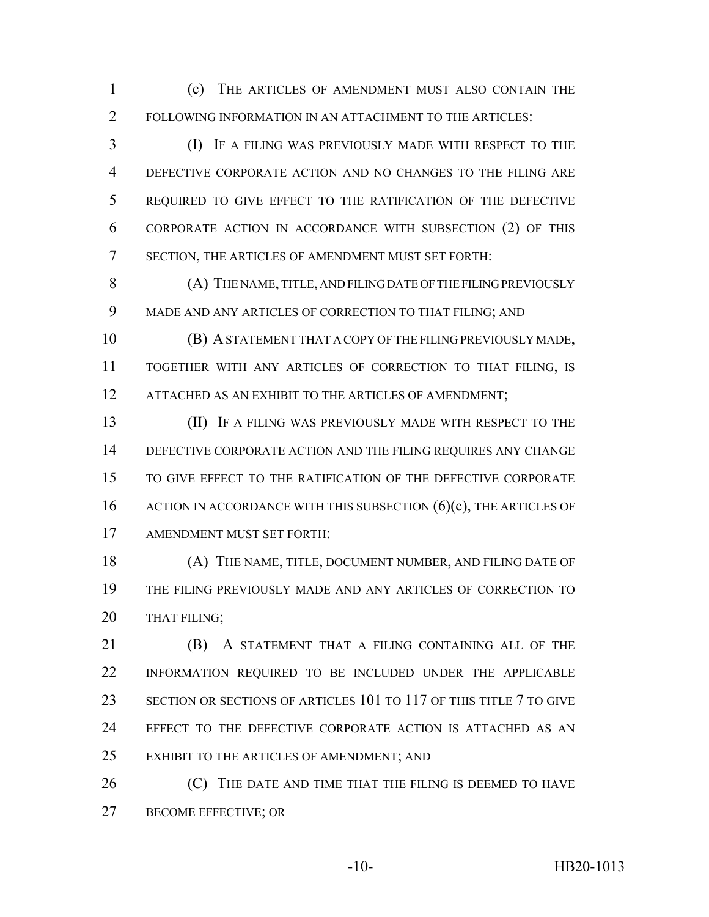(c) THE ARTICLES OF AMENDMENT MUST ALSO CONTAIN THE FOLLOWING INFORMATION IN AN ATTACHMENT TO THE ARTICLES:

(I) IF A FILING WAS PREVIOUSLY MADE WITH RESPECT TO THE DEFECTIVE CORPORATE ACTION AND NO CHANGES TO THE FILING ARE REQUIRED TO GIVE EFFECT TO THE RATIFICATION OF THE DEFECTIVE CORPORATE ACTION IN ACCORDANCE WITH SUBSECTION (2) OF THIS SECTION, THE ARTICLES OF AMENDMENT MUST SET FORTH:

(A) THE NAME, TITLE, AND FILING DATE OF THE FILING PREVIOUSLY MADE AND ANY ARTICLES OF CORRECTION TO THAT FILING; AND

(B) A STATEMENT THAT A COPY OF THE FILING PREVIOUSLY MADE, TOGETHER WITH ANY ARTICLES OF CORRECTION TO THAT FILING, IS ATTACHED AS AN EXHIBIT TO THE ARTICLES OF AMENDMENT;

(II) IF A FILING WAS PREVIOUSLY MADE WITH RESPECT TO THE DEFECTIVE CORPORATE ACTION AND THE FILING REQUIRES ANY CHANGE TO GIVE EFFECT TO THE RATIFICATION OF THE DEFECTIVE CORPORATE ACTION IN ACCORDANCE WITH THIS SUBSECTION (6)(c), THE ARTICLES OF AMENDMENT MUST SET FORTH:

(A) THE NAME, TITLE, DOCUMENT NUMBER, AND FILING DATE OF THE FILING PREVIOUSLY MADE AND ANY ARTICLES OF CORRECTION TO THAT FILING;

(B) A STATEMENT THAT A FILING CONTAINING ALL OF THE INFORMATION REQUIRED TO BE INCLUDED UNDER THE APPLICABLE SECTION OR SECTIONS OF ARTICLES 101 TO 117 OF THIS TITLE 7 TO GIVE EFFECT TO THE DEFECTIVE CORPORATE ACTION IS ATTACHED AS AN EXHIBIT TO THE ARTICLES OF AMENDMENT; AND

(C) THE DATE AND TIME THAT THE FILING IS DEEMED TO HAVE BECOME EFFECTIVE; OR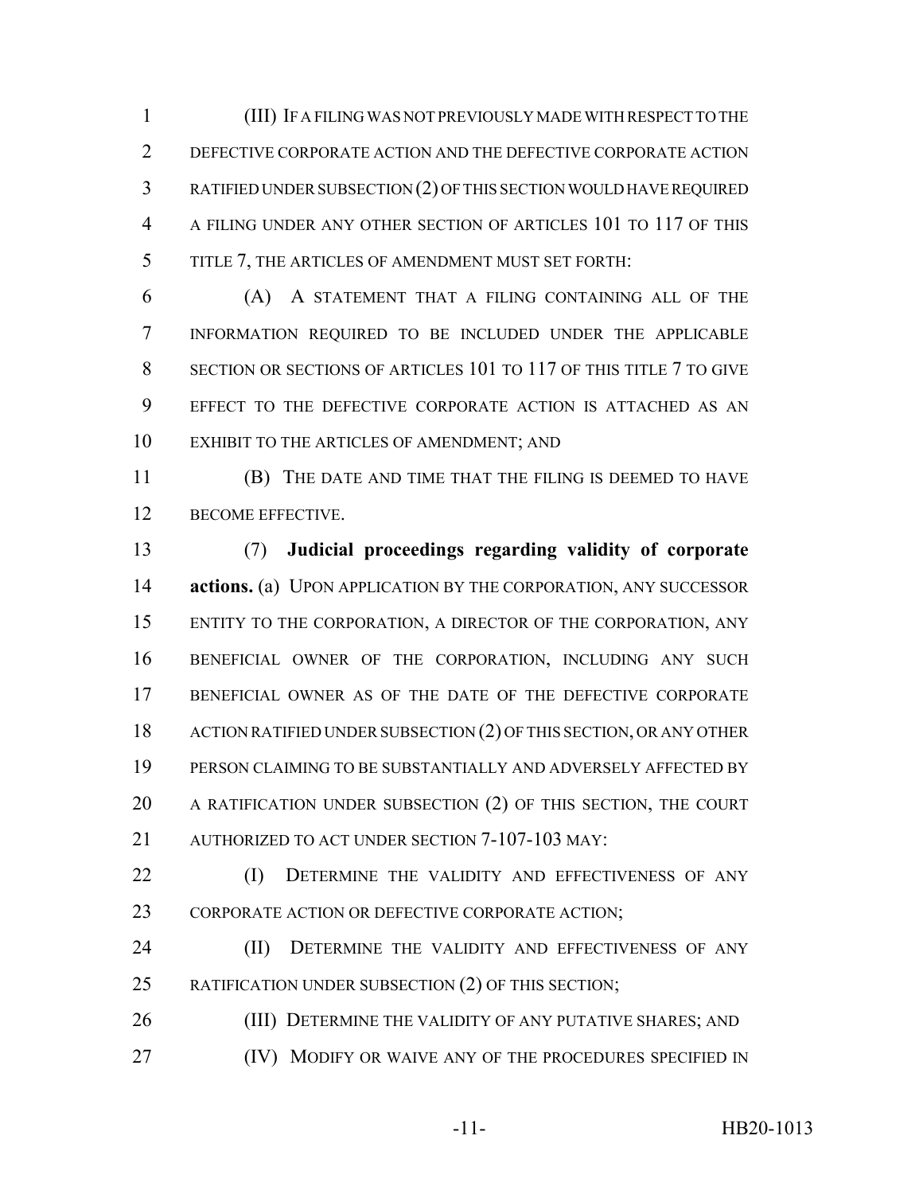(III) IF A FILING WAS NOT PREVIOUSLY MADE WITH RESPECT TO THE DEFECTIVE CORPORATE ACTION AND THE DEFECTIVE CORPORATE ACTION RATIFIED UNDER SUBSECTION (2) OF THIS SECTION WOULD HAVE REQUIRED A FILING UNDER ANY OTHER SECTION OF ARTICLES 101 TO 117 OF THIS TITLE 7, THE ARTICLES OF AMENDMENT MUST SET FORTH:

(A) A STATEMENT THAT A FILING CONTAINING ALL OF THE INFORMATION REQUIRED TO BE INCLUDED UNDER THE APPLICABLE SECTION OR SECTIONS OF ARTICLES 101 TO 117 OF THIS TITLE 7 TO GIVE EFFECT TO THE DEFECTIVE CORPORATE ACTION IS ATTACHED AS AN EXHIBIT TO THE ARTICLES OF AMENDMENT; AND

(B) THE DATE AND TIME THAT THE FILING IS DEEMED TO HAVE BECOME EFFECTIVE.

(7) **Judicial proceedings regarding validity of corporate actions.** (a) UPON APPLICATION BY THE CORPORATION, ANY SUCCESSOR ENTITY TO THE CORPORATION, A DIRECTOR OF THE CORPORATION, ANY BENEFICIAL OWNER OF THE CORPORATION, INCLUDING ANY SUCH BENEFICIAL OWNER AS OF THE DATE OF THE DEFECTIVE CORPORATE ACTION RATIFIED UNDER SUBSECTION (2) OF THIS SECTION, OR ANY OTHER PERSON CLAIMING TO BE SUBSTANTIALLY AND ADVERSELY AFFECTED BY A RATIFICATION UNDER SUBSECTION (2) OF THIS SECTION, THE COURT AUTHORIZED TO ACT UNDER SECTION 7-107-103 MAY:

(I) DETERMINE THE VALIDITY AND EFFECTIVENESS OF ANY CORPORATE ACTION OR DEFECTIVE CORPORATE ACTION;

(II) DETERMINE THE VALIDITY AND EFFECTIVENESS OF ANY RATIFICATION UNDER SUBSECTION (2) OF THIS SECTION;

(III) DETERMINE THE VALIDITY OF ANY PUTATIVE SHARES; AND

(IV) MODIFY OR WAIVE ANY OF THE PROCEDURES SPECIFIED IN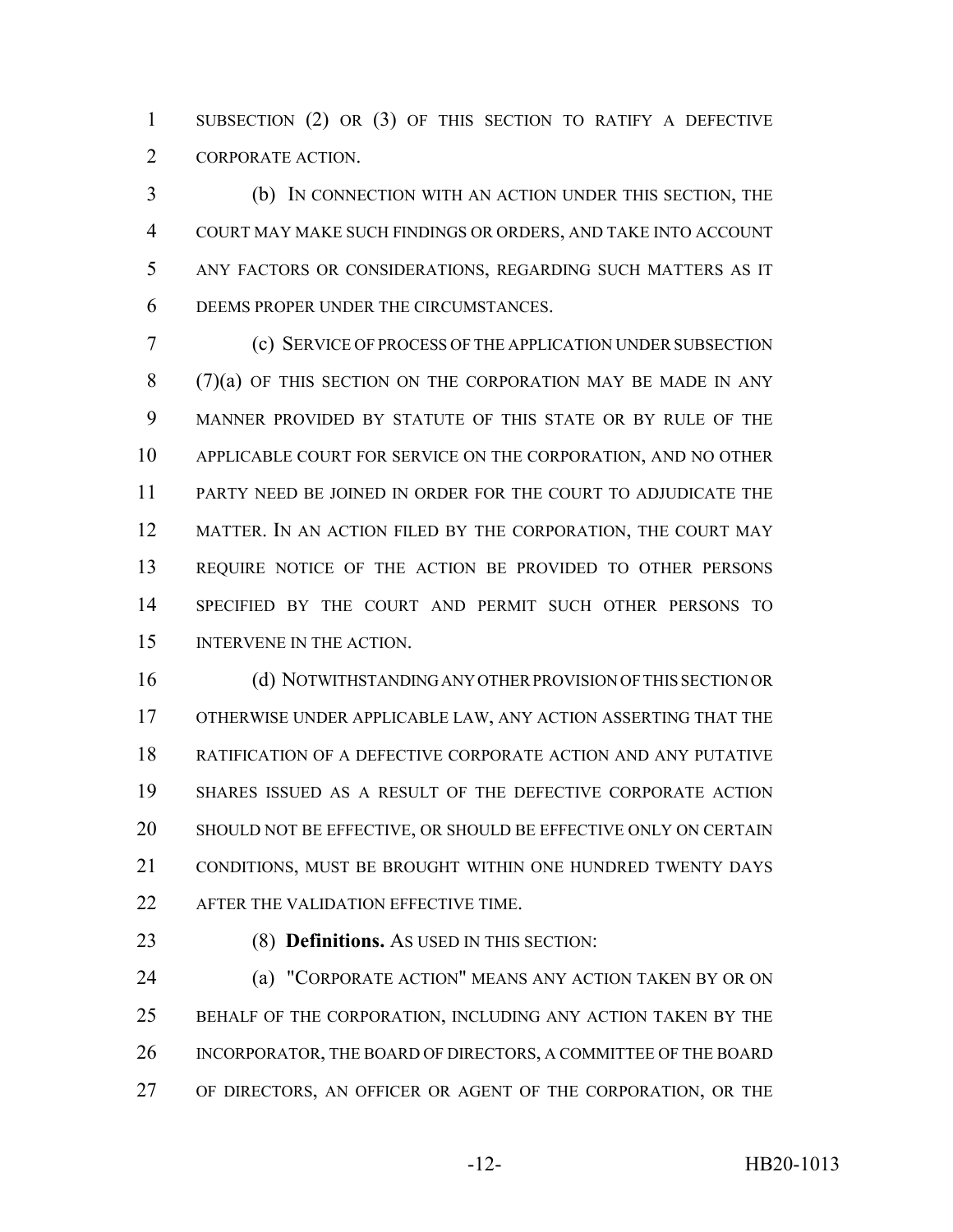SUBSECTION (2) OR (3) OF THIS SECTION TO RATIFY A DEFECTIVE CORPORATE ACTION.

(b) IN CONNECTION WITH AN ACTION UNDER THIS SECTION, THE COURT MAY MAKE SUCH FINDINGS OR ORDERS, AND TAKE INTO ACCOUNT ANY FACTORS OR CONSIDERATIONS, REGARDING SUCH MATTERS AS IT DEEMS PROPER UNDER THE CIRCUMSTANCES.

(c) SERVICE OF PROCESS OF THE APPLICATION UNDER SUBSECTION (7)(a) OF THIS SECTION ON THE CORPORATION MAY BE MADE IN ANY MANNER PROVIDED BY STATUTE OF THIS STATE OR BY RULE OF THE APPLICABLE COURT FOR SERVICE ON THE CORPORATION, AND NO OTHER PARTY NEED BE JOINED IN ORDER FOR THE COURT TO ADJUDICATE THE MATTER. IN AN ACTION FILED BY THE CORPORATION, THE COURT MAY REQUIRE NOTICE OF THE ACTION BE PROVIDED TO OTHER PERSONS SPECIFIED BY THE COURT AND PERMIT SUCH OTHER PERSONS TO INTERVENE IN THE ACTION.

(d) NOTWITHSTANDING ANY OTHER PROVISION OF THIS SECTION OR OTHERWISE UNDER APPLICABLE LAW, ANY ACTION ASSERTING THAT THE RATIFICATION OF A DEFECTIVE CORPORATE ACTION AND ANY PUTATIVE SHARES ISSUED AS A RESULT OF THE DEFECTIVE CORPORATE ACTION SHOULD NOT BE EFFECTIVE, OR SHOULD BE EFFECTIVE ONLY ON CERTAIN CONDITIONS, MUST BE BROUGHT WITHIN ONE HUNDRED TWENTY DAYS AFTER THE VALIDATION EFFECTIVE TIME.

(8) **Definitions.** AS USED IN THIS SECTION:

(a) "CORPORATE ACTION" MEANS ANY ACTION TAKEN BY OR ON BEHALF OF THE CORPORATION, INCLUDING ANY ACTION TAKEN BY THE INCORPORATOR, THE BOARD OF DIRECTORS, A COMMITTEE OF THE BOARD OF DIRECTORS, AN OFFICER OR AGENT OF THE CORPORATION, OR THE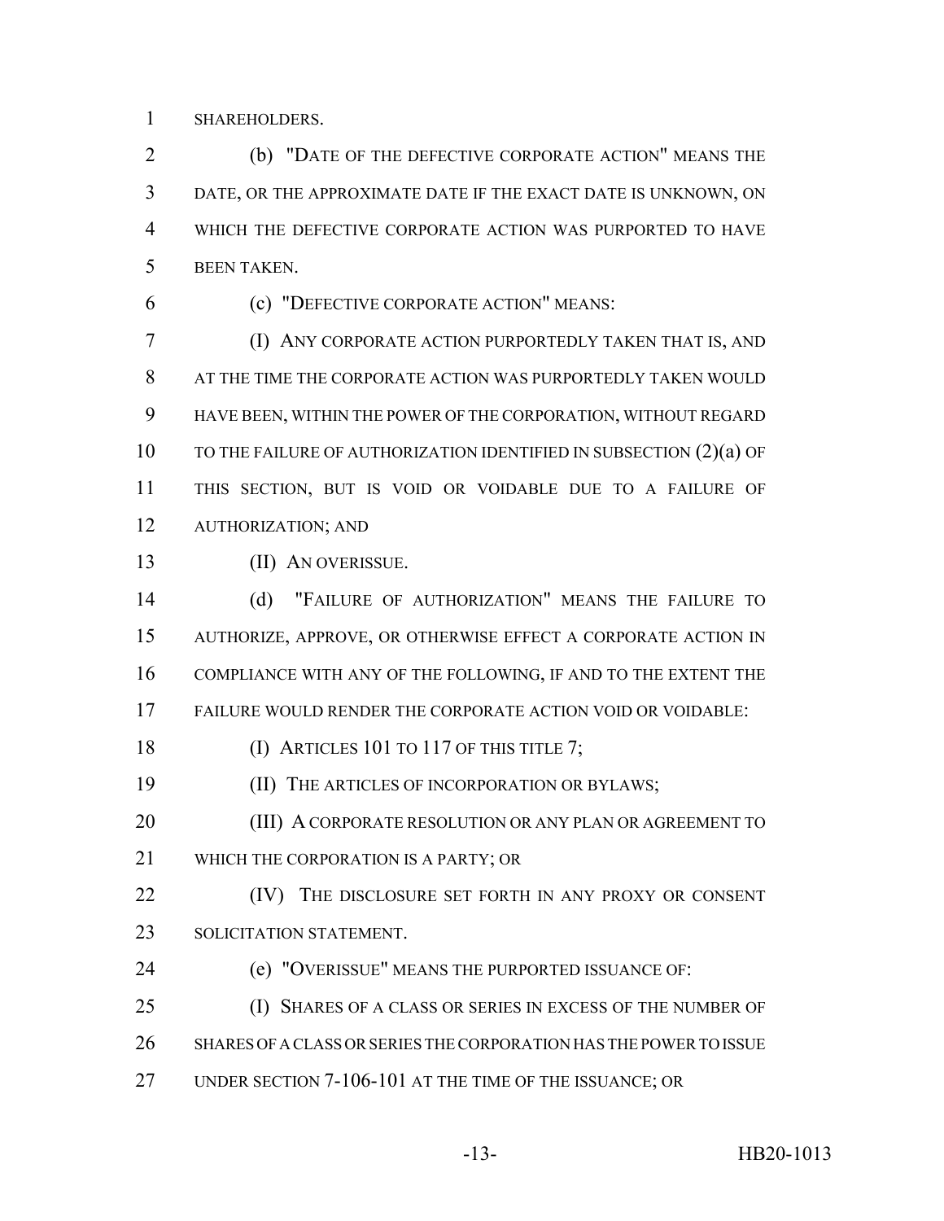SHAREHOLDERS.

(b) "DATE OF THE DEFECTIVE CORPORATE ACTION" MEANS THE DATE, OR THE APPROXIMATE DATE IF THE EXACT DATE IS UNKNOWN, ON WHICH THE DEFECTIVE CORPORATE ACTION WAS PURPORTED TO HAVE BEEN TAKEN.

(c) "DEFECTIVE CORPORATE ACTION" MEANS:

(I) ANY CORPORATE ACTION PURPORTEDLY TAKEN THAT IS, AND AT THE TIME THE CORPORATE ACTION WAS PURPORTEDLY TAKEN WOULD HAVE BEEN, WITHIN THE POWER OF THE CORPORATION, WITHOUT REGARD TO THE FAILURE OF AUTHORIZATION IDENTIFIED IN SUBSECTION (2)(a) OF THIS SECTION, BUT IS VOID OR VOIDABLE DUE TO A FAILURE OF AUTHORIZATION; AND

(II) AN OVERISSUE.

(d) "FAILURE OF AUTHORIZATION" MEANS THE FAILURE TO AUTHORIZE, APPROVE, OR OTHERWISE EFFECT A CORPORATE ACTION IN COMPLIANCE WITH ANY OF THE FOLLOWING, IF AND TO THE EXTENT THE FAILURE WOULD RENDER THE CORPORATE ACTION VOID OR VOIDABLE:

(I) ARTICLES 101 TO 117 OF THIS TITLE 7;

(II) THE ARTICLES OF INCORPORATION OR BYLAWS;

(III) A CORPORATE RESOLUTION OR ANY PLAN OR AGREEMENT TO WHICH THE CORPORATION IS A PARTY; OR

(IV) THE DISCLOSURE SET FORTH IN ANY PROXY OR CONSENT SOLICITATION STATEMENT.

(e) "OVERISSUE" MEANS THE PURPORTED ISSUANCE OF:

(I) SHARES OF A CLASS OR SERIES IN EXCESS OF THE NUMBER OF SHARES OF A CLASS OR SERIES THE CORPORATION HAS THE POWER TO ISSUE UNDER SECTION 7-106-101 AT THE TIME OF THE ISSUANCE; OR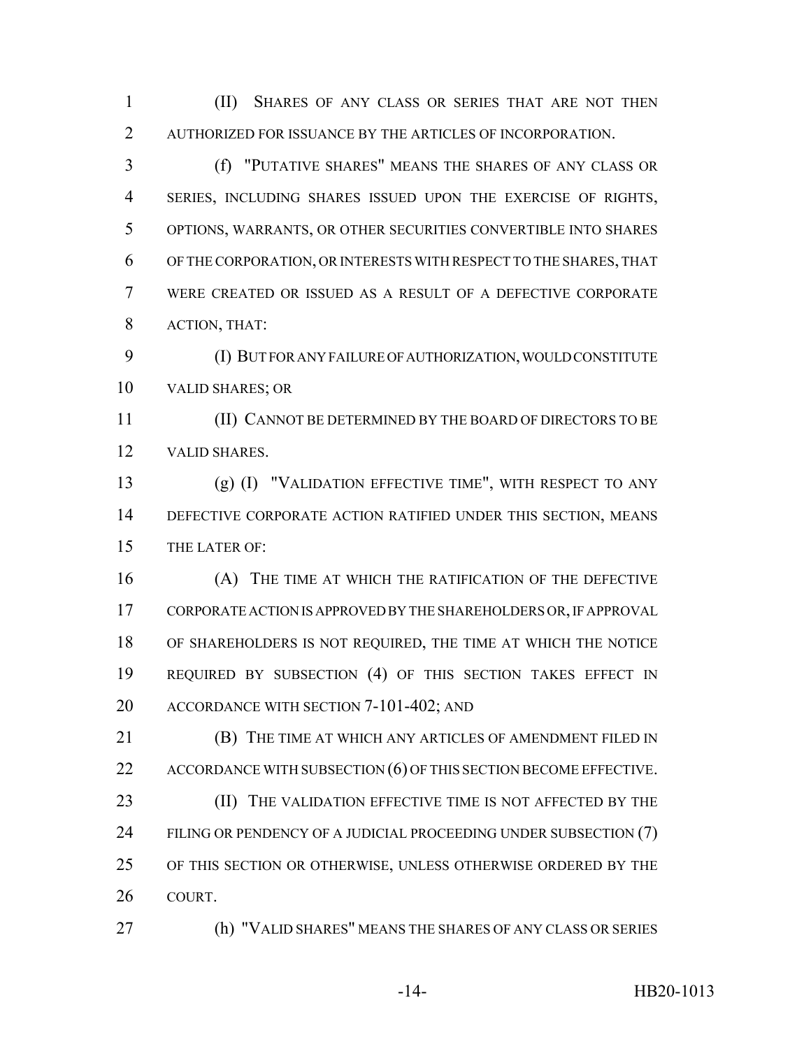(II) SHARES OF ANY CLASS OR SERIES THAT ARE NOT THEN AUTHORIZED FOR ISSUANCE BY THE ARTICLES OF INCORPORATION.

(f) "PUTATIVE SHARES" MEANS THE SHARES OF ANY CLASS OR SERIES, INCLUDING SHARES ISSUED UPON THE EXERCISE OF RIGHTS, OPTIONS, WARRANTS, OR OTHER SECURITIES CONVERTIBLE INTO SHARES OF THE CORPORATION, OR INTERESTS WITH RESPECT TO THE SHARES, THAT WERE CREATED OR ISSUED AS A RESULT OF A DEFECTIVE CORPORATE ACTION, THAT:

(I) BUT FOR ANY FAILURE OF AUTHORIZATION, WOULD CONSTITUTE VALID SHARES; OR

(II) CANNOT BE DETERMINED BY THE BOARD OF DIRECTORS TO BE VALID SHARES.

(g) (I) "VALIDATION EFFECTIVE TIME", WITH RESPECT TO ANY DEFECTIVE CORPORATE ACTION RATIFIED UNDER THIS SECTION, MEANS THE LATER OF:

(A) THE TIME AT WHICH THE RATIFICATION OF THE DEFECTIVE CORPORATE ACTION IS APPROVED BY THE SHAREHOLDERS OR, IF APPROVAL OF SHAREHOLDERS IS NOT REQUIRED, THE TIME AT WHICH THE NOTICE REQUIRED BY SUBSECTION (4) OF THIS SECTION TAKES EFFECT IN ACCORDANCE WITH SECTION 7-101-402; AND

(B) THE TIME AT WHICH ANY ARTICLES OF AMENDMENT FILED IN ACCORDANCE WITH SUBSECTION (6) OF THIS SECTION BECOME EFFECTIVE.

(II) THE VALIDATION EFFECTIVE TIME IS NOT AFFECTED BY THE FILING OR PENDENCY OF A JUDICIAL PROCEEDING UNDER SUBSECTION (7) OF THIS SECTION OR OTHERWISE, UNLESS OTHERWISE ORDERED BY THE COURT.

(h) "VALID SHARES" MEANS THE SHARES OF ANY CLASS OR SERIES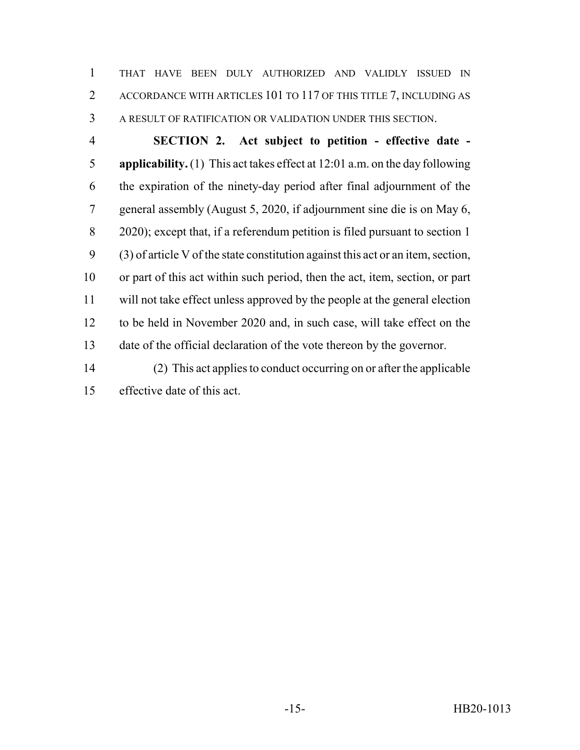THAT HAVE BEEN DULY AUTHORIZED AND VALIDLY ISSUED IN ACCORDANCE WITH ARTICLES 101 TO 117 OF THIS TITLE 7, INCLUDING AS A RESULT OF RATIFICATION OR VALIDATION UNDER THIS SECTION.

**SECTION 2. Act subject to petition - effective date - applicability.** (1) This act takes effect at 12:01 a.m. on the day following the expiration of the ninety-day period after final adjournment of the general assembly (August 5, 2020, if adjournment sine die is on May 6, 2020); except that, if a referendum petition is filed pursuant to section 1 (3) of article V of the state constitution against this act or an item, section, or part of this act within such period, then the act, item, section, or part will not take effect unless approved by the people at the general election to be held in November 2020 and, in such case, will take effect on the date of the official declaration of the vote thereon by the governor.

(2) This act applies to conduct occurring on or after the applicable effective date of this act.